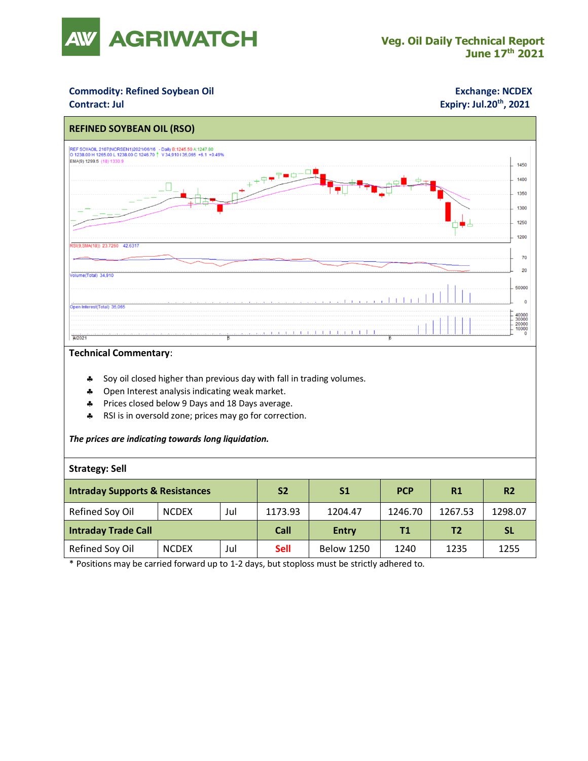# AGRIWATCH

**Veg. Oil Daily Technical Report**
**June 17th 2021**

**Commodity: Refined Soybean Oil** | **Exchange: NCDEX**
**Contract: Jul** | **Expiry: Jul.20th, 2021**

## REFINED SOYBEAN OIL (RSO)

**Technical Commentary**:

- Soy oil closed higher than previous day with fall in trading volumes.
- Open Interest analysis indicating weak market.
- Prices closed below 9 Days and 18 Days average.
- RSI is in oversold zone; prices may go for correction.

***The prices are indicating towards long liquidation.***

**Strategy: Sell**

| **Intraday Supports & Resistances** | | | **S2** | **S1** | **PCP** | **R1** | **R2** |
|---|---|---|---|---|---|---|---|
| Refined Soy Oil | NCDEX | Jul | 1173.93 | 1204.47 | 1246.70 | 1267.53 | 1298.07 |
| **Intraday Trade Call** | | | **Call** | **Entry** | **T1** | **T2** | **SL** |
| Refined Soy Oil | NCDEX | Jul | Sell | Below 1250 | 1240 | 1235 | 1255 |

* Positions may be carried forward up to 1-2 days, but stoploss must be strictly adhered to.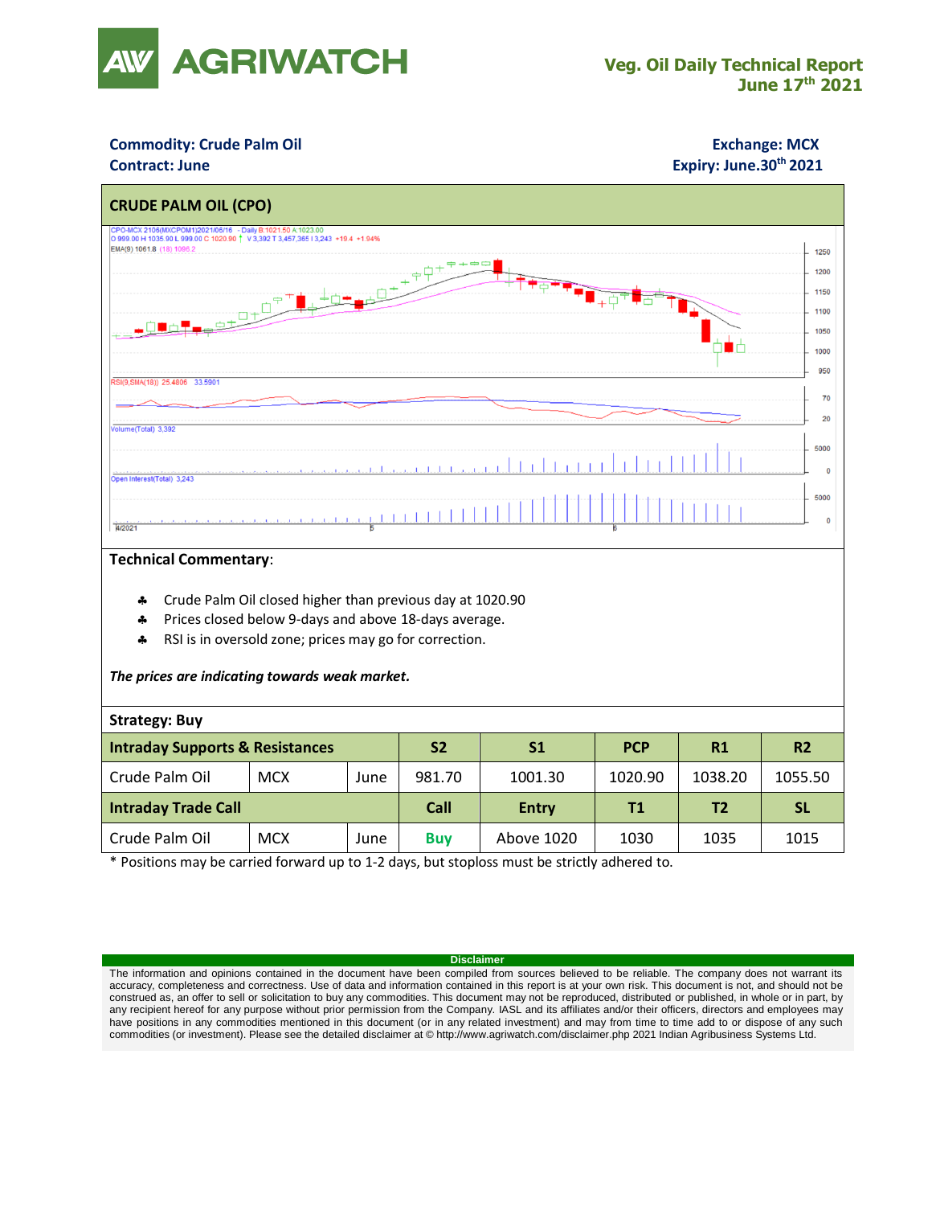# AGRIWATCH

**Veg. Oil Daily Technical Report**
**June 17th 2021**

**Commodity: Crude Palm Oil**
**Contract: June**

**Exchange: MCX**
**Expiry: June.30th 2021**

## CRUDE PALM OIL (CPO)

CPO-MCX 2106(MXCPOM1)2021/06/16 - Daily B:1021.50 A:1023.00
O 999.00 H 1035.90 L 999.00 C 1020.90 V 3,392 T 3,457,365 I 3,243 +19.4 +1.94%
EMA(9) 1061.8 (18) 1096.2
1250
1200
1150
1100
1050
1000
950
RSI(9,SMA(18)) 25.4806 33.5901
70
20
Volume(Total) 3,392
5000
0
Open Interest(Total) 3,243
5000
0
4/2021
5
6

**Technical Commentary**:

- Crude Palm Oil closed higher than previous day at 1020.90
- Prices closed below 9-days and above 18-days average.
- RSI is in oversold zone; prices may go for correction.

***The prices are indicating towards weak market.***

**Strategy: Buy**

| **Intraday Supports & Resistances** | | | **S2** | **S1** | **PCP** | **R1** | **R2** |
|---|---|---|---|---|---|---|---|
| Crude Palm Oil | MCX | June | 981.70 | 1001.30 | 1020.90 | 1038.20 | 1055.50 |
| **Intraday Trade Call** | | | **Call** | **Entry** | **T1** | **T2** | **SL** |
| Crude Palm Oil | MCX | June | **Buy** | Above 1020 | 1030 | 1035 | 1015 |

\* Positions may be carried forward up to 1-2 days, but stoploss must be strictly adhered to.

**Disclaimer**

The information and opinions contained in the document have been compiled from sources believed to be reliable. The company does not warrant its accuracy, completeness and correctness. Use of data and information contained in this report is at your own risk. This document is not, and should not be construed as, an offer to sell or solicitation to buy any commodities. This document may not be reproduced, distributed or published, in whole or in part, by any recipient hereof for any purpose without prior permission from the Company. IASL and its affiliates and/or their officers, directors and employees may have positions in any commodities mentioned in this document (or in any related investment) and may from time to time add to or dispose of any such commodities (or investment). Please see the detailed disclaimer at © http://www.agriwatch.com/disclaimer.php 2021 Indian Agribusiness Systems Ltd.